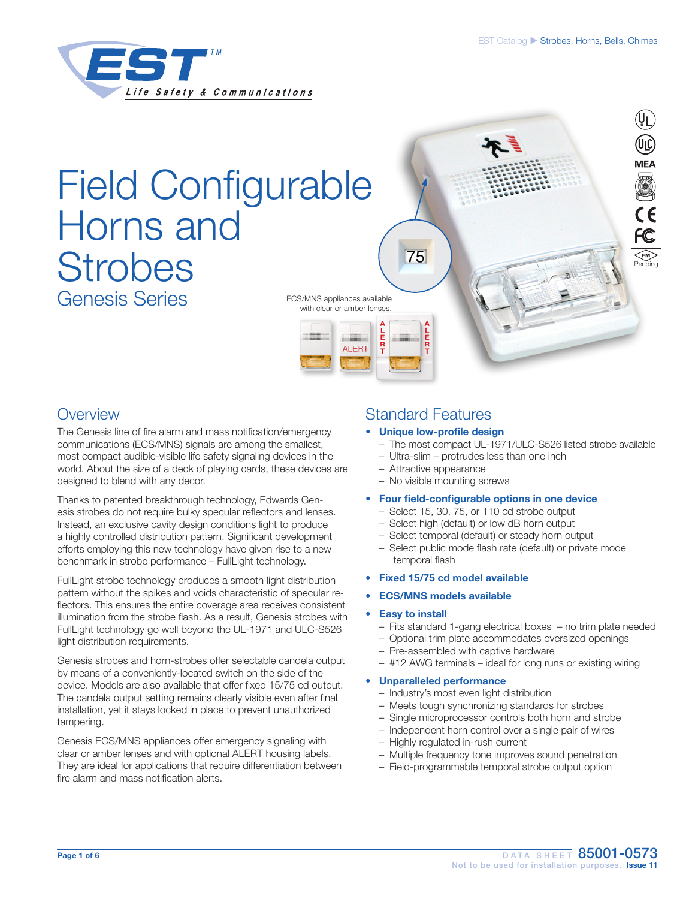EST Catalog ▶ Strobes, Horns, Bells, Chimes

# Field Configurable Horns and Strobes

## Genesis Series

ECS/MNS appliances available with clear or amber lenses.

## Overview

The Genesis line of fire alarm and mass notification/emergency communications (ECS/MNS) signals are among the smallest, most compact audible-visible life safety signaling devices in the world. About the size of a deck of playing cards, these devices are designed to blend with any decor.

Thanks to patented breakthrough technology, Edwards Genesis strobes do not require bulky specular reflectors and lenses. Instead, an exclusive cavity design conditions light to produce a highly controlled distribution pattern. Significant development efforts employing this new technology have given rise to a new benchmark in strobe performance – FullLight technology.

FullLight strobe technology produces a smooth light distribution pattern without the spikes and voids characteristic of specular reflectors. This ensures the entire coverage area receives consistent illumination from the strobe flash. As a result, Genesis strobes with FullLight technology go well beyond the UL-1971 and ULC-S526 light distribution requirements.

Genesis strobes and horn-strobes offer selectable candela output by means of a conveniently-located switch on the side of the device. Models are also available that offer fixed 15/75 cd output. The candela output setting remains clearly visible even after final installation, yet it stays locked in place to prevent unauthorized tampering.

Genesis ECS/MNS appliances offer emergency signaling with clear or amber lenses and with optional ALERT housing labels. They are ideal for applications that require differentiation between fire alarm and mass notification alerts.

## Standard Features

- **Unique low-profile design**
  - The most compact UL-1971/ULC-S526 listed strobe available
  - Ultra-slim – protrudes less than one inch
  - Attractive appearance
  - No visible mounting screws
- **Four field-configurable options in one device**
  - Select 15, 30, 75, or 110 cd strobe output
  - Select high (default) or low dB horn output
  - Select temporal (default) or steady horn output
  - Select public mode flash rate (default) or private mode temporal flash
- **Fixed 15/75 cd model available**
- **ECS/MNS models available**
- **Easy to install**
  - Fits standard 1-gang electrical boxes – no trim plate needed
  - Optional trim plate accommodates oversized openings
  - Pre-assembled with captive hardware
  - #12 AWG terminals – ideal for long runs or existing wiring
- **Unparalleled performance**
  - Industry's most even light distribution
  - Meets tough synchronizing standards for strobes
  - Single microprocessor controls both horn and strobe
  - Independent horn control over a single pair of wires
  - Highly regulated in-rush current
  - Multiple frequency tone improves sound penetration
  - Field-programmable temporal strobe output option

DATA SHEET 85001-0573
Not to be used for installation purposes. Issue 11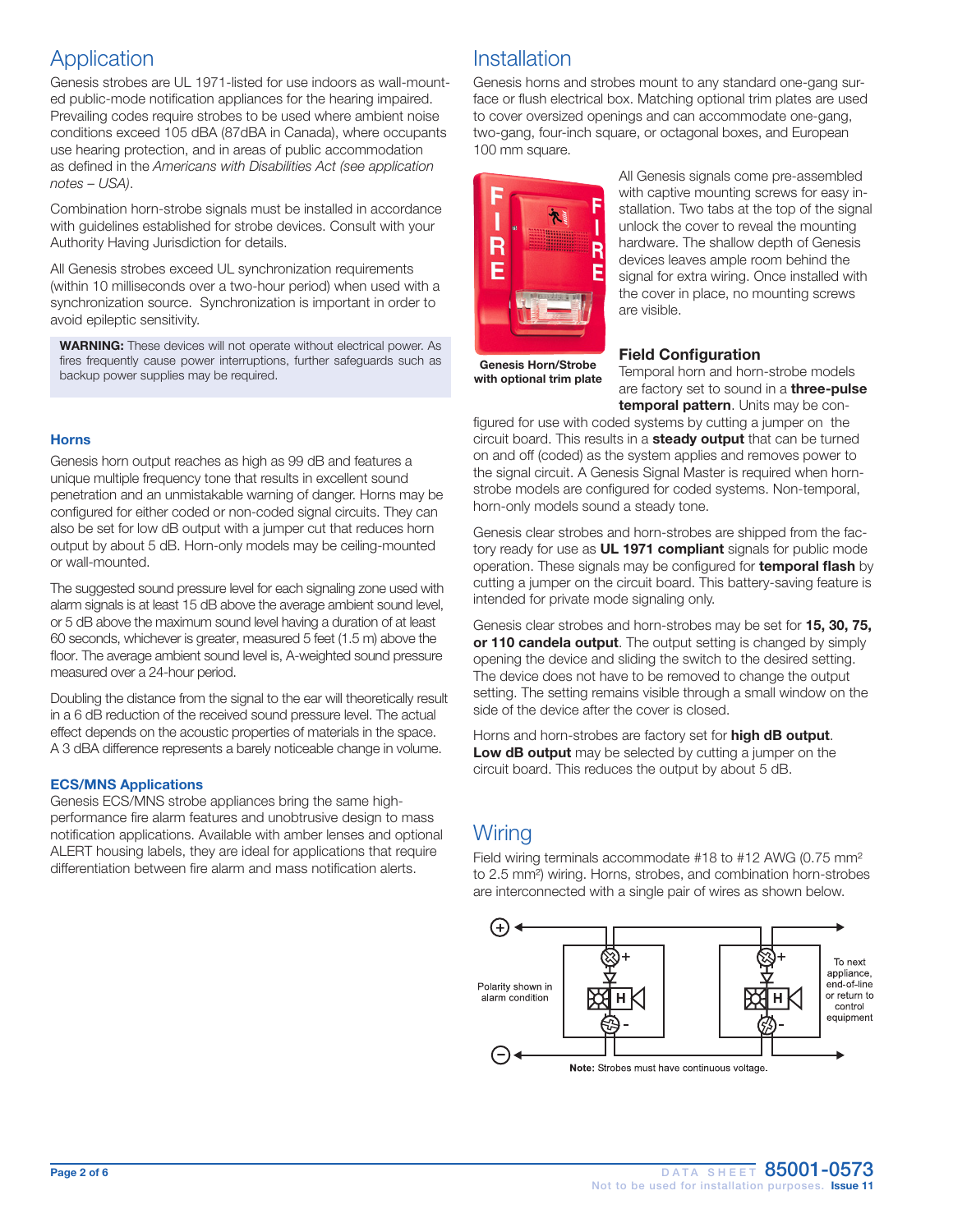## Application

Genesis strobes are UL 1971-listed for use indoors as wall-mounted public-mode notification appliances for the hearing impaired. Prevailing codes require strobes to be used where ambient noise conditions exceed 105 dBA (87dBA in Canada), where occupants use hearing protection, and in areas of public accommodation as defined in the *Americans with Disabilities Act (see application notes – USA)*.

Combination horn-strobe signals must be installed in accordance with guidelines established for strobe devices. Consult with your Authority Having Jurisdiction for details.

All Genesis strobes exceed UL synchronization requirements (within 10 milliseconds over a two-hour period) when used with a synchronization source. Synchronization is important in order to avoid epileptic sensitivity.

> **WARNING:** These devices will not operate without electrical power. As fires frequently cause power interruptions, further safeguards such as backup power supplies may be required.

### Horns

Genesis horn output reaches as high as 99 dB and features a unique multiple frequency tone that results in excellent sound penetration and an unmistakable warning of danger. Horns may be configured for either coded or non-coded signal circuits. They can also be set for low dB output with a jumper cut that reduces horn output by about 5 dB. Horn-only models may be ceiling-mounted or wall-mounted.

The suggested sound pressure level for each signaling zone used with alarm signals is at least 15 dB above the average ambient sound level, or 5 dB above the maximum sound level having a duration of at least 60 seconds, whichever is greater, measured 5 feet (1.5 m) above the floor. The average ambient sound level is, A-weighted sound pressure measured over a 24-hour period.

Doubling the distance from the signal to the ear will theoretically result in a 6 dB reduction of the received sound pressure level. The actual effect depends on the acoustic properties of materials in the space. A 3 dBA difference represents a barely noticeable change in volume.

### ECS/MNS Applications

Genesis ECS/MNS strobe appliances bring the same high-performance fire alarm features and unobtrusive design to mass notification applications. Available with amber lenses and optional ALERT housing labels, they are ideal for applications that require differentiation between fire alarm and mass notification alerts.

## Installation

Genesis horns and strobes mount to any standard one-gang surface or flush electrical box. Matching optional trim plates are used to cover oversized openings and can accommodate one-gang, two-gang, four-inch square, or octagonal boxes, and European 100 mm square.

**Genesis Horn/Strobe with optional trim plate**

All Genesis signals come pre-assembled with captive mounting screws for easy installation. Two tabs at the top of the signal unlock the cover to reveal the mounting hardware. The shallow depth of Genesis devices leaves ample room behind the signal for extra wiring. Once installed with the cover in place, no mounting screws are visible.

### Field Configuration

Temporal horn and horn-strobe models are factory set to sound in a **three-pulse temporal pattern**. Units may be configured for use with coded systems by cutting a jumper on the circuit board. This results in a **steady output** that can be turned on and off (coded) as the system applies and removes power to the signal circuit. A Genesis Signal Master is required when horn-strobe models are configured for coded systems. Non-temporal, horn-only models sound a steady tone.

Genesis clear strobes and horn-strobes are shipped from the factory ready for use as **UL 1971 compliant** signals for public mode operation. These signals may be configured for **temporal flash** by cutting a jumper on the circuit board. This battery-saving feature is intended for private mode signaling only.

Genesis clear strobes and horn-strobes may be set for **15, 30, 75, or 110 candela output**. The output setting is changed by simply opening the device and sliding the switch to the desired setting. The device does not have to be removed to change the output setting. The setting remains visible through a small window on the side of the device after the cover is closed.

Horns and horn-strobes are factory set for **high dB output**. **Low dB output** may be selected by cutting a jumper on the circuit board. This reduces the output by about 5 dB.

## Wiring

Field wiring terminals accommodate #18 to #12 AWG (0.75 $mm^2$ to 2.5 $mm^2$) wiring. Horns, strobes, and combination horn-strobes are interconnected with a single pair of wires as shown below.

Polarity shown in alarm condition

To next appliance, end-of-line or return to control equipment

**Note:** Strobes must have continuous voltage.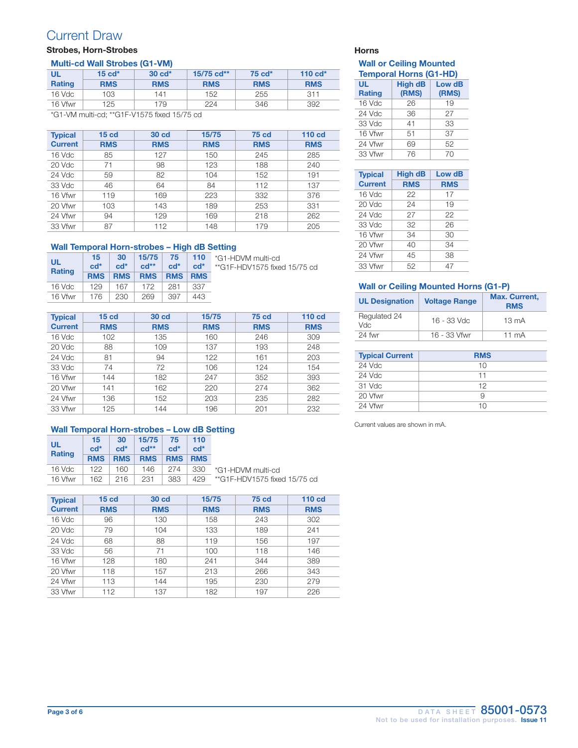# Current Draw

## Strobes, Horn-Strobes

### Multi-cd Wall Strobes (G1-VM)

| UL Rating | 15 cd* RMS | 30 cd* RMS | 15/75 cd** RMS | 75 cd* RMS | 110 cd* RMS |
|---|---|---|---|---|---|
| 16 Vdc | 103 | 141 | 152 | 255 | 311 |
| 16 Vfwr | 125 | 179 | 224 | 346 | 392 |

*G1-VM multi-cd; **G1F-V1575 fixed 15/75 cd

| Typical Current | 15 cd RMS | 30 cd RMS | 15/75 RMS | 75 cd RMS | 110 cd RMS |
|---|---|---|---|---|---|
| 16 Vdc | 85 | 127 | 150 | 245 | 285 |
| 20 Vdc | 71 | 98 | 123 | 188 | 240 |
| 24 Vdc | 59 | 82 | 104 | 152 | 191 |
| 33 Vdc | 46 | 64 | 84 | 112 | 137 |
| 16 Vfwr | 119 | 169 | 223 | 332 | 376 |
| 20 Vfwr | 103 | 143 | 189 | 253 | 331 |
| 24 Vfwr | 94 | 129 | 169 | 218 | 262 |
| 33 Vfwr | 87 | 112 | 148 | 179 | 205 |

### Wall Temporal Horn-strobes – High dB Setting

| UL Rating | 15 cd* RMS | 30 cd* RMS | 15/75 cd** RMS | 75 cd* RMS | 110 cd* RMS |
|---|---|---|---|---|---|
| 16 Vdc | 129 | 167 | 172 | 281 | 337 |
| 16 Vfwr | 176 | 230 | 269 | 397 | 443 |

*G1-HDVM multi-cd
**G1F-HDV1575 fixed 15/75 cd

| Typical Current | 15 cd RMS | 30 cd RMS | 15/75 RMS | 75 cd RMS | 110 cd RMS |
|---|---|---|---|---|---|
| 16 Vdc | 102 | 135 | 160 | 246 | 309 |
| 20 Vdc | 88 | 109 | 137 | 193 | 248 |
| 24 Vdc | 81 | 94 | 122 | 161 | 203 |
| 33 Vdc | 74 | 72 | 106 | 124 | 154 |
| 16 Vfwr | 144 | 182 | 247 | 352 | 393 |
| 20 Vfwr | 141 | 162 | 220 | 274 | 362 |
| 24 Vfwr | 136 | 152 | 203 | 235 | 282 |
| 33 Vfwr | 125 | 144 | 196 | 201 | 232 |

### Wall Temporal Horn-strobes – Low dB Setting

| UL Rating | 15 cd* RMS | 30 cd* RMS | 15/75 cd** RMS | 75 cd* RMS | 110 cd* RMS |
|---|---|---|---|---|---|
| 16 Vdc | 122 | 160 | 146 | 274 | 330 |
| 16 Vfwr | 162 | 216 | 231 | 383 | 429 |

*G1-HDVM multi-cd
**G1F-HDV1575 fixed 15/75 cd

| Typical Current | 15 cd RMS | 30 cd RMS | 15/75 RMS | 75 cd RMS | 110 cd RMS |
|---|---|---|---|---|---|
| 16 Vdc | 96 | 130 | 158 | 243 | 302 |
| 20 Vdc | 79 | 104 | 133 | 189 | 241 |
| 24 Vdc | 68 | 88 | 119 | 156 | 197 |
| 33 Vdc | 56 | 71 | 100 | 118 | 146 |
| 16 Vfwr | 128 | 180 | 241 | 344 | 389 |
| 20 Vfwr | 118 | 157 | 213 | 266 | 343 |
| 24 Vfwr | 113 | 144 | 195 | 230 | 279 |
| 33 Vfwr | 112 | 137 | 182 | 197 | 226 |

## Horns

### Wall or Ceiling Mounted Temporal Horns (G1-HD)

| UL Rating | High dB (RMS) | Low dB (RMS) |
|---|---|---|
| 16 Vdc | 26 | 19 |
| 24 Vdc | 36 | 27 |
| 33 Vdc | 41 | 33 |
| 16 Vfwr | 51 | 37 |
| 24 Vfwr | 69 | 52 |
| 33 Vfwr | 76 | 70 |

| Typical Current | High dB RMS | Low dB RMS |
|---|---|---|
| 16 Vdc | 22 | 17 |
| 20 Vdc | 24 | 19 |
| 24 Vdc | 27 | 22 |
| 33 Vdc | 32 | 26 |
| 16 Vfwr | 34 | 30 |
| 20 Vfwr | 40 | 34 |
| 24 Vfwr | 45 | 38 |
| 33 Vfwr | 52 | 47 |

### Wall or Ceiling Mounted Horns (G1-P)

| UL Designation | Voltage Range | Max. Current, RMS |
|---|---|---|
| Regulated 24 Vdc | 16 - 33 Vdc | 13 mA |
| 24 fwr | 16 - 33 Vfwr | 11 mA |

| Typical Current | RMS |
|---|---|
| 24 Vdc | 10 |
| 24 Vdc | 11 |
| 31 Vdc | 12 |
| 20 Vfwr | 9 |
| 24 Vfwr | 10 |

Current values are shown in mA.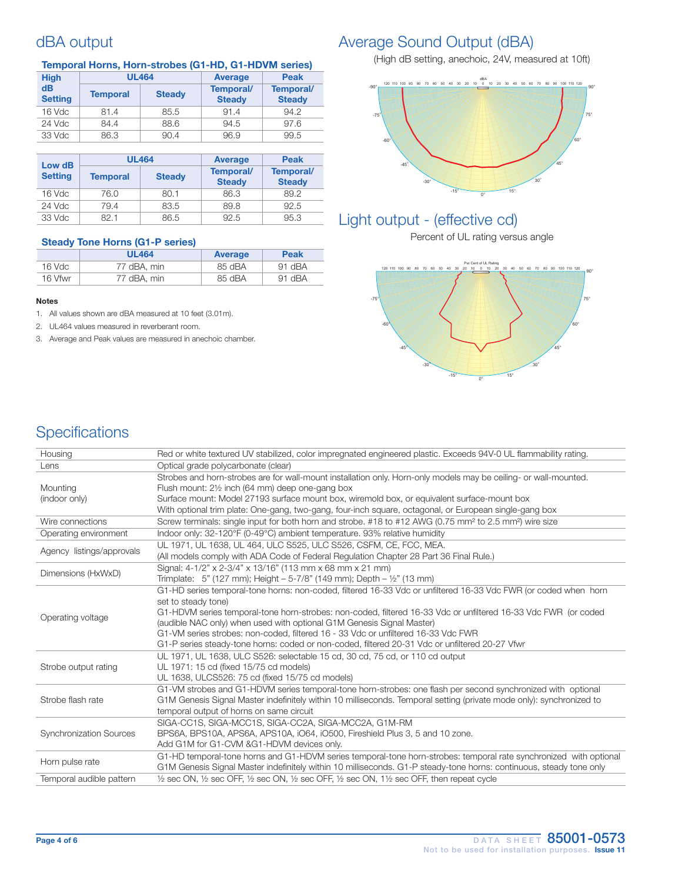## dBA output

### Temporal Horns, Horn-strobes (G1-HD, G1-HDVM series)

| High dB Setting | UL464 | | Average | Peak |
|---|---|---|---|---|
| | Temporal | Steady | Temporal/ Steady | Temporal/ Steady |
| 16 Vdc | 81.4 | 85.5 | 91.4 | 94.2 |
| 24 Vdc | 84.4 | 88.6 | 94.5 | 97.6 |
| 33 Vdc | 86.3 | 90.4 | 96.9 | 99.5 |

| Low dB Setting | UL464 | | Average | Peak |
|---|---|---|---|---|
| | Temporal | Steady | Temporal/ Steady | Temporal/ Steady |
| 16 Vdc | 76.0 | 80.1 | 86.3 | 89.2 |
| 24 Vdc | 79.4 | 83.5 | 89.8 | 92.5 |
| 33 Vdc | 82.1 | 86.5 | 92.5 | 95.3 |

### Steady Tone Horns (G1-P series)

| | UL464 | Average | Peak |
|---|---|---|---|
| 16 Vdc | 77 dBA, min | 85 dBA | 91 dBA |
| 16 Vfwr | 77 dBA, min | 85 dBA | 91 dBA |

**Notes**

1. All values shown are dBA measured at 10 feet (3.01m).
2. UL464 values measured in reverberant room.
3. Average and Peak values are measured in anechoic chamber.

## Average Sound Output (dBA)

(High dB setting, anechoic, 24V, measured at 10ft)

## Light output - (effective cd)

Percent of UL rating versus angle

## Specifications

| | |
|---|---|
| Housing | Red or white textured UV stabilized, color impregnated engineered plastic. Exceeds 94V-0 UL flammability rating. |
| Lens | Optical grade polycarbonate (clear) |
| Mounting (indoor only) | Strobes and horn-strobes are for wall-mount installation only. Horn-only models may be ceiling- or wall-mounted. Flush mount: 2½ inch (64 mm) deep one-gang box Surface mount: Model 27193 surface mount box, wiremold box, or equivalent surface-mount box With optional trim plate: One-gang, two-gang, four-inch square, octagonal, or European single-gang box |
| Wire connections | Screw terminals: single input for both horn and strobe. #18 to #12 AWG (0.75 mm² to 2.5 mm²) wire size |
| Operating environment | Indoor only: 32-120°F (0-49°C) ambient temperature. 93% relative humidity |
| Agency listings/approvals | UL 1971, UL 1638, UL 464, ULC S525, ULC S526, CSFM, CE, FCC, MEA. (All models comply with ADA Code of Federal Regulation Chapter 28 Part 36 Final Rule.) |
| Dimensions (HxWxD) | Signal: 4-1/2" x 2-3/4" x 13/16" (113 mm x 68 mm x 21 mm) Trimplate: 5" (127 mm); Height – 5-7/8" (149 mm); Depth – ½" (13 mm) |
| Operating voltage | G1-HD series temporal-tone horns: non-coded, filtered 16-33 Vdc or unfiltered 16-33 Vdc FWR (or coded when horn set to steady tone) G1-HDVM series temporal-tone horn-strobes: non-coded, filtered 16-33 Vdc or unfiltered 16-33 Vdc FWR (or coded (audible NAC only) when used with optional G1M Genesis Signal Master) G1-VM series strobes: non-coded, filtered 16 - 33 Vdc or unfiltered 16-33 Vdc FWR G1-P series steady-tone horns: coded or non-coded, filtered 20-31 Vdc or unfiltered 20-27 Vfwr |
| Strobe output rating | UL 1971, UL 1638, ULC S526: selectable 15 cd, 30 cd, 75 cd, or 110 cd output UL 1971: 15 cd (fixed 15/75 cd models) UL 1638, ULCS526: 75 cd (fixed 15/75 cd models) |
| Strobe flash rate | G1-VM strobes and G1-HDVM series temporal-tone horn-strobes: one flash per second synchronized with optional G1M Genesis Signal Master indefinitely within 10 milliseconds. Temporal setting (private mode only): synchronized to temporal output of horns on same circuit |
| Synchronization Sources | SIGA-CC1S, SIGA-MCC1S, SIGA-CC2A, SIGA-MCC2A, G1M-RM BPS6A, BPS10A, APS6A, APS10A, iO64, iO500, Fireshield Plus 3, 5 and 10 zone. Add G1M for G1-CVM &G1-HDVM devices only. |
| Horn pulse rate | G1-HD temporal-tone horns and G1-HDVM series temporal-tone horn-strobes: temporal rate synchronized with optional G1M Genesis Signal Master indefinitely within 10 milliseconds. G1-P steady-tone horns: continuous, steady tone only |
| Temporal audible pattern | ½ sec ON, ½ sec OFF, ½ sec ON, ½ sec OFF, ½ sec ON, 1½ sec OFF, then repeat cycle |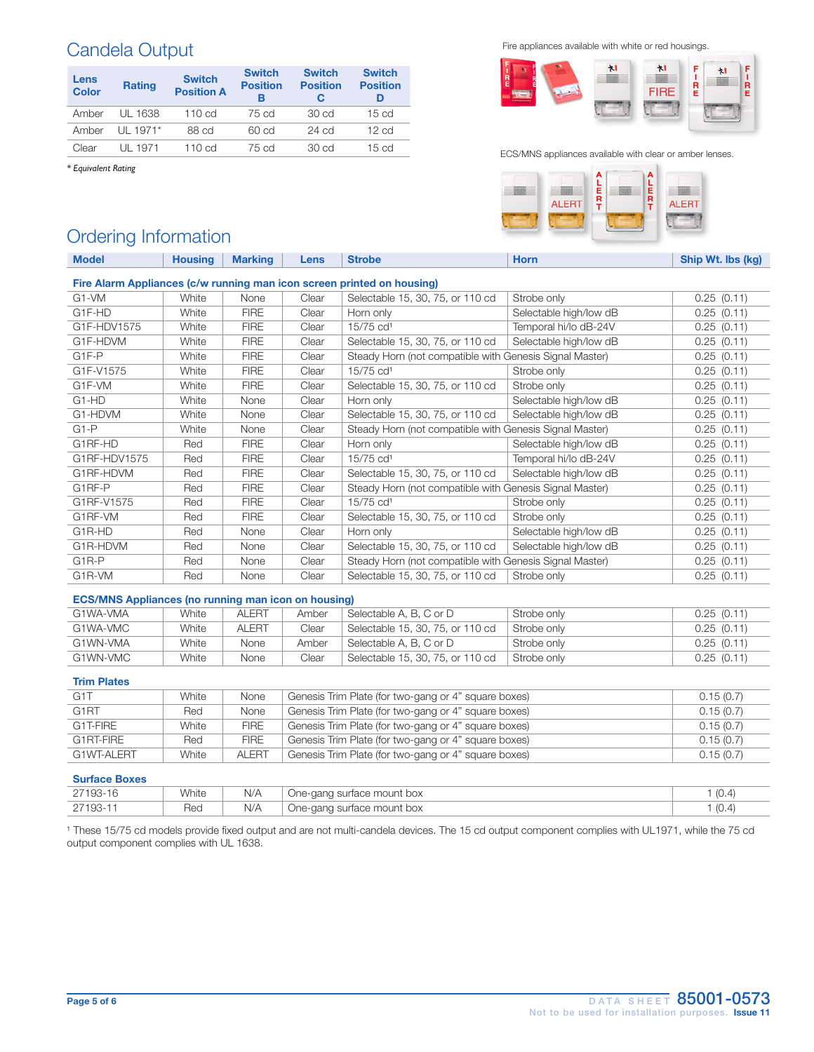## Candela Output

| Lens Color | Rating | Switch Position A | Switch Position B | Switch Position C | Switch Position D |
|---|---|---|---|---|---|
| Amber | UL 1638 | 110 cd | 75 cd | 30 cd | 15 cd |
| Amber | UL 1971* | 88 cd | 60 cd | 24 cd | 12 cd |
| Clear | UL 1971 | 110 cd | 75 cd | 30 cd | 15 cd |

*\* Equivalent Rating*

Fire appliances available with white or red housings.

ECS/MNS appliances available with clear or amber lenses.

## Ordering Information

| Model | Housing | Marking | Lens | Strobe | Horn | Ship Wt. lbs (kg) |
|---|---|---|---|---|---|---|
| **Fire Alarm Appliances (c/w running man icon screen printed on housing)** | | | | | | |
| G1-VM | White | None | Clear | Selectable 15, 30, 75, or 110 cd | Strobe only | 0.25 (0.11) |
| G1F-HD | White | FIRE | Clear | Horn only | Selectable high/low dB | 0.25 (0.11) |
| G1F-HDV1575 | White | FIRE | Clear | 15/75 cd[1] | Temporal hi/lo dB-24V | 0.25 (0.11) |
| G1F-HDVM | White | FIRE | Clear | Selectable 15, 30, 75, or 110 cd | Selectable high/low dB | 0.25 (0.11) |
| G1F-P | White | FIRE | Clear | Steady Horn (not compatible with Genesis Signal Master) | | 0.25 (0.11) |
| G1F-V1575 | White | FIRE | Clear | 15/75 cd[1] | Strobe only | 0.25 (0.11) |
| G1F-VM | White | FIRE | Clear | Selectable 15, 30, 75, or 110 cd | Strobe only | 0.25 (0.11) |
| G1-HD | White | None | Clear | Horn only | Selectable high/low dB | 0.25 (0.11) |
| G1-HDVM | White | None | Clear | Selectable 15, 30, 75, or 110 cd | Selectable high/low dB | 0.25 (0.11) |
| G1-P | White | None | Clear | Steady Horn (not compatible with Genesis Signal Master) | | 0.25 (0.11) |
| G1RF-HD | Red | FIRE | Clear | Horn only | Selectable high/low dB | 0.25 (0.11) |
| G1RF-HDV1575 | Red | FIRE | Clear | 15/75 cd[1] | Temporal hi/lo dB-24V | 0.25 (0.11) |
| G1RF-HDVM | Red | FIRE | Clear | Selectable 15, 30, 75, or 110 cd | Selectable high/low dB | 0.25 (0.11) |
| G1RF-P | Red | FIRE | Clear | Steady Horn (not compatible with Genesis Signal Master) | | 0.25 (0.11) |
| G1RF-V1575 | Red | FIRE | Clear | 15/75 cd[1] | Strobe only | 0.25 (0.11) |
| G1RF-VM | Red | FIRE | Clear | Selectable 15, 30, 75, or 110 cd | Strobe only | 0.25 (0.11) |
| G1R-HD | Red | None | Clear | Horn only | Selectable high/low dB | 0.25 (0.11) |
| G1R-HDVM | Red | None | Clear | Selectable 15, 30, 75, or 110 cd | Selectable high/low dB | 0.25 (0.11) |
| G1R-P | Red | None | Clear | Steady Horn (not compatible with Genesis Signal Master) | | 0.25 (0.11) |
| G1R-VM | Red | None | Clear | Selectable 15, 30, 75, or 110 cd | Strobe only | 0.25 (0.11) |
| **ECS/MNS Appliances (no running man icon on housing)** | | | | | | |
| G1WA-VMA | White | ALERT | Amber | Selectable A, B, C or D | Strobe only | 0.25 (0.11) |
| G1WA-VMC | White | ALERT | Clear | Selectable 15, 30, 75, or 110 cd | Strobe only | 0.25 (0.11) |
| G1WN-VMA | White | None | Amber | Selectable A, B, C or D | Strobe only | 0.25 (0.11) |
| G1WN-VMC | White | None | Clear | Selectable 15, 30, 75, or 110 cd | Strobe only | 0.25 (0.11) |
| **Trim Plates** | | | | | | |
| G1T | White | None | Genesis Trim Plate (for two-gang or 4" square boxes) | | | 0.15 (0.7) |
| G1RT | Red | None | Genesis Trim Plate (for two-gang or 4" square boxes) | | | 0.15 (0.7) |
| G1T-FIRE | White | FIRE | Genesis Trim Plate (for two-gang or 4" square boxes) | | | 0.15 (0.7) |
| G1RT-FIRE | Red | FIRE | Genesis Trim Plate (for two-gang or 4" square boxes) | | | 0.15 (0.7) |
| G1WT-ALERT | White | ALERT | Genesis Trim Plate (for two-gang or 4" square boxes) | | | 0.15 (0.7) |
| **Surface Boxes** | | | | | | |
| 27193-16 | White | N/A | One-gang surface mount box | | | 1 (0.4) |
| 27193-11 | Red | N/A | One-gang surface mount box | | | 1 (0.4) |

[1] These 15/75 cd models provide fixed output and are not multi-candela devices. The 15 cd output component complies with UL1971, while the 75 cd output component complies with UL 1638.

DATA SHEET 85001-0573
Not to be used for installation purposes. Issue 11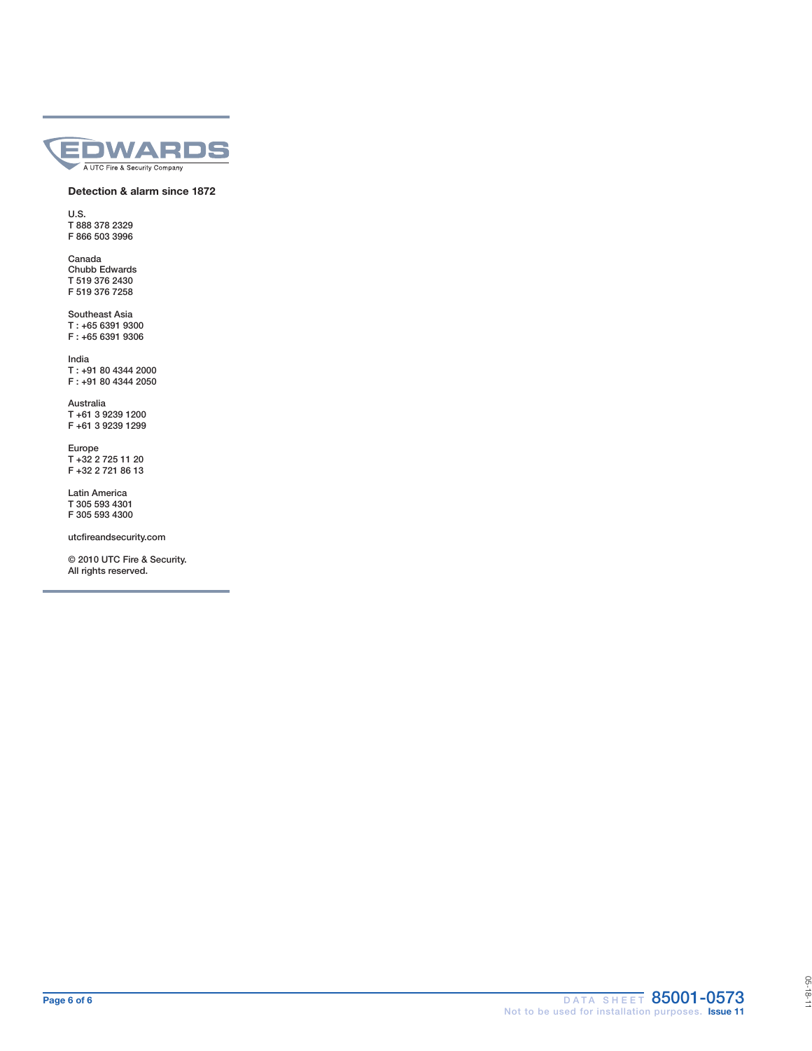EDWARDS

A UTC Fire & Security Company

**Detection & alarm since 1872**

U.S.
T 888 378 2329
F 866 503 3996

Canada
Chubb Edwards
T 519 376 2430
F 519 376 7258

Southeast Asia
T : +65 6391 9300
F : +65 6391 9306

India
T : +91 80 4344 2000
F : +91 80 4344 2050

Australia
T +61 3 9239 1200
F +61 3 9239 1299

Europe
T +32 2 725 11 20
F +32 2 721 86 13

Latin America
T 305 593 4301
F 305 593 4300

utcfireandsecurity.com

© 2010 UTC Fire & Security.
All rights reserved.